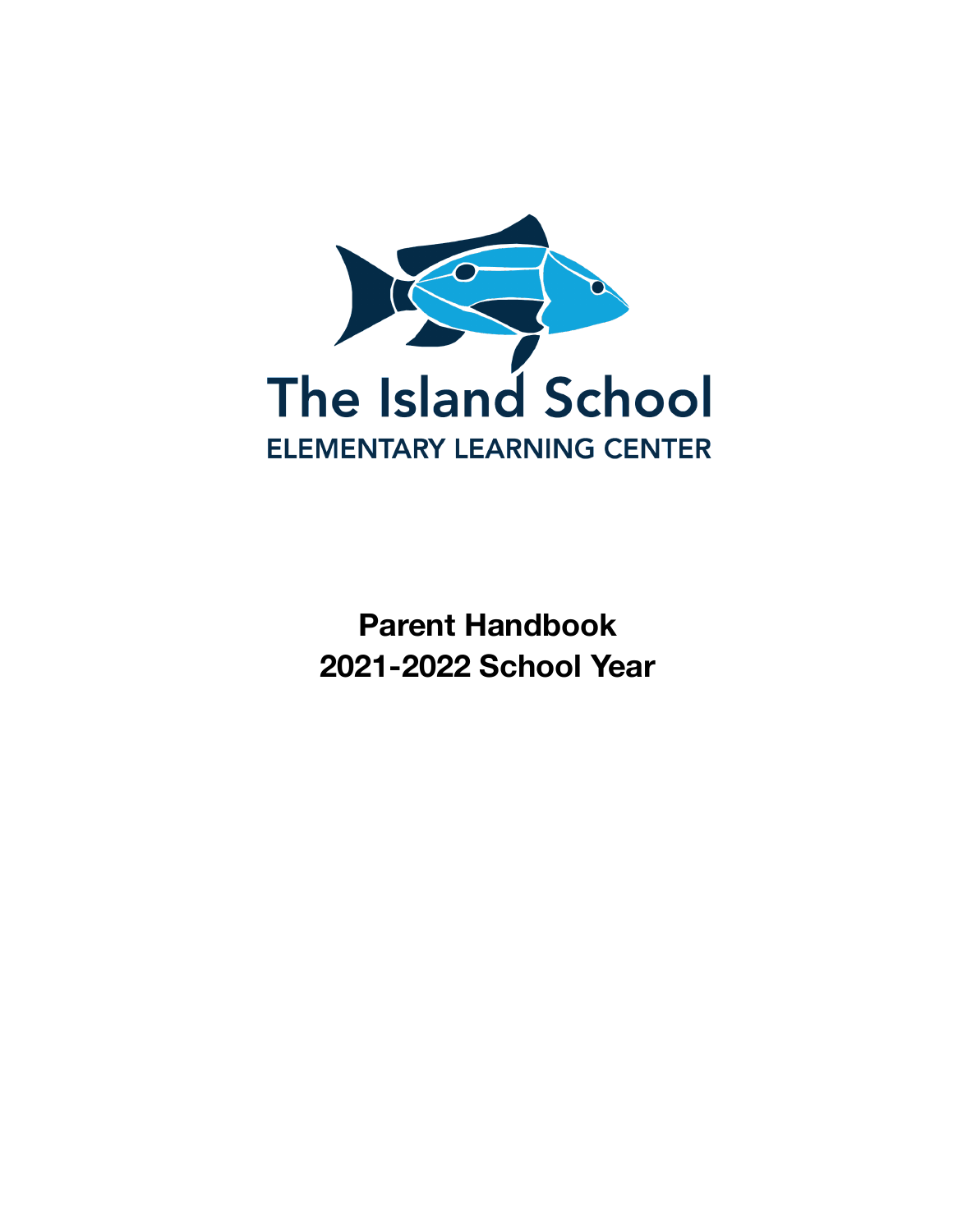The Island School

ELEMENTARY LEARNING CENTER

**Parent Handbook**
**2021-2022 School Year**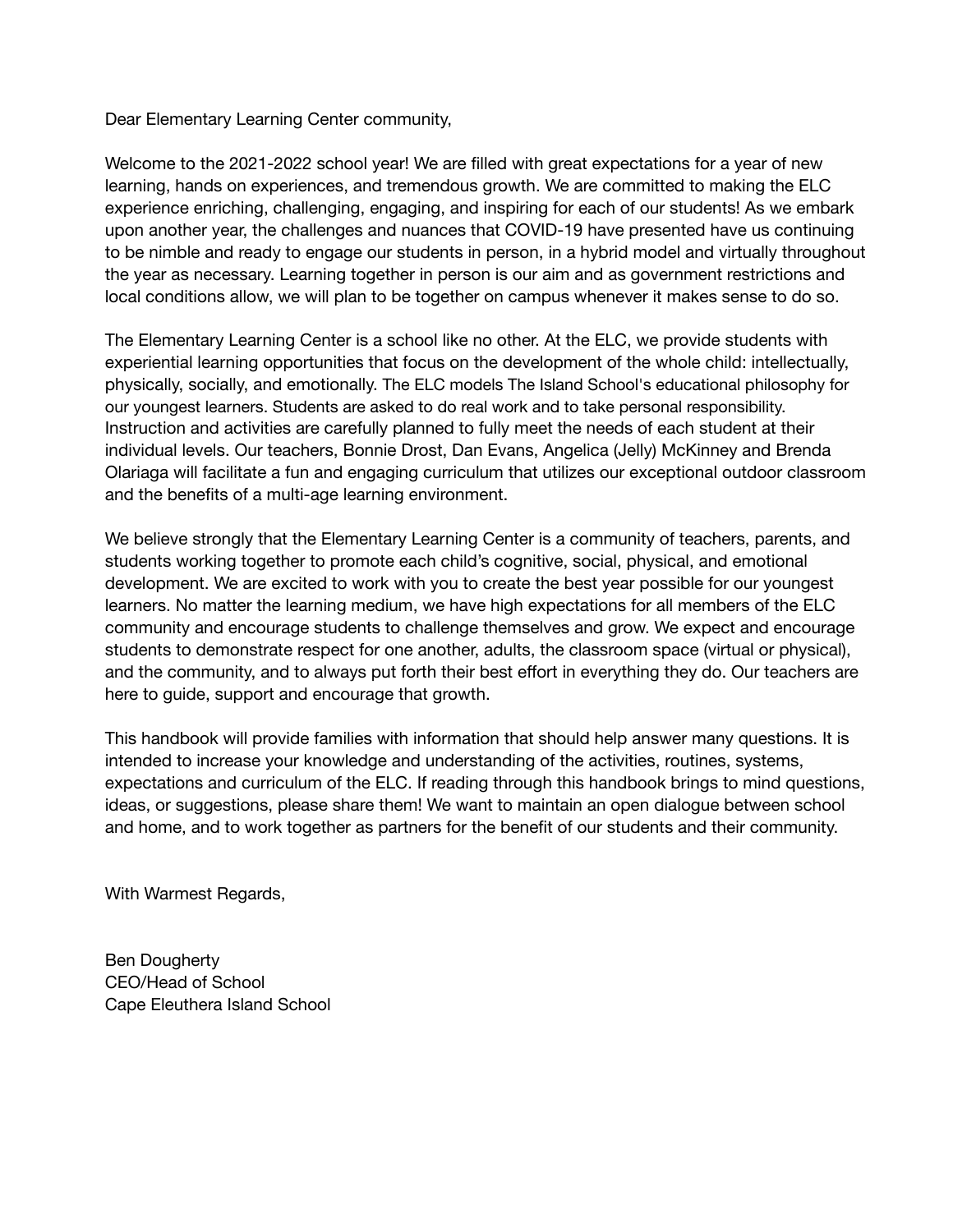Dear Elementary Learning Center community,

Welcome to the 2021-2022 school year! We are filled with great expectations for a year of new learning, hands on experiences, and tremendous growth. We are committed to making the ELC experience enriching, challenging, engaging, and inspiring for each of our students! As we embark upon another year, the challenges and nuances that COVID-19 have presented have us continuing to be nimble and ready to engage our students in person, in a hybrid model and virtually throughout the year as necessary. Learning together in person is our aim and as government restrictions and local conditions allow, we will plan to be together on campus whenever it makes sense to do so.

The Elementary Learning Center is a school like no other. At the ELC, we provide students with experiential learning opportunities that focus on the development of the whole child: intellectually, physically, socially, and emotionally. The ELC models The Island School's educational philosophy for our youngest learners. Students are asked to do real work and to take personal responsibility. Instruction and activities are carefully planned to fully meet the needs of each student at their individual levels. Our teachers, Bonnie Drost, Dan Evans, Angelica (Jelly) McKinney and Brenda Olariaga will facilitate a fun and engaging curriculum that utilizes our exceptional outdoor classroom and the benefits of a multi-age learning environment.

We believe strongly that the Elementary Learning Center is a community of teachers, parents, and students working together to promote each child's cognitive, social, physical, and emotional development. We are excited to work with you to create the best year possible for our youngest learners. No matter the learning medium, we have high expectations for all members of the ELC community and encourage students to challenge themselves and grow. We expect and encourage students to demonstrate respect for one another, adults, the classroom space (virtual or physical), and the community, and to always put forth their best effort in everything they do. Our teachers are here to guide, support and encourage that growth.

This handbook will provide families with information that should help answer many questions. It is intended to increase your knowledge and understanding of the activities, routines, systems, expectations and curriculum of the ELC. If reading through this handbook brings to mind questions, ideas, or suggestions, please share them! We want to maintain an open dialogue between school and home, and to work together as partners for the benefit of our students and their community.

With Warmest Regards,

Ben Dougherty
CEO/Head of School
Cape Eleuthera Island School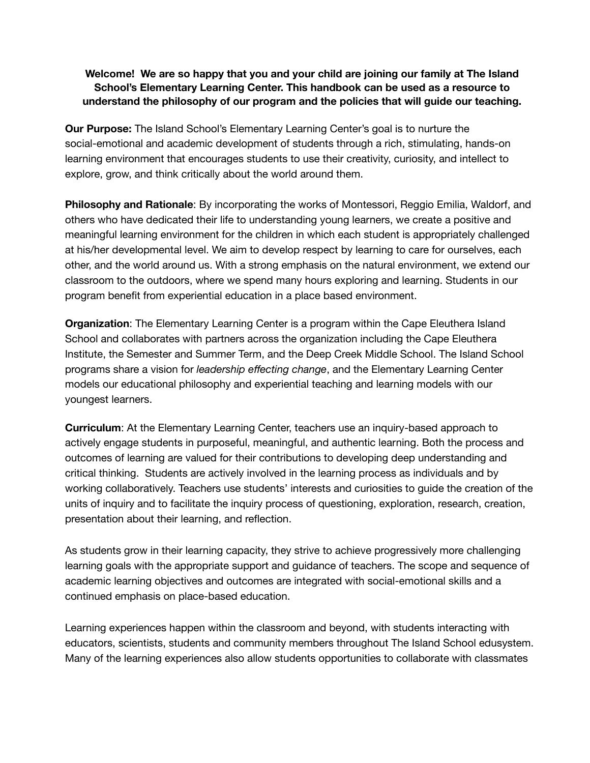**Welcome! We are so happy that you and your child are joining our family at The Island School's Elementary Learning Center. This handbook can be used as a resource to understand the philosophy of our program and the policies that will guide our teaching.**

**Our Purpose:** The Island School's Elementary Learning Center's goal is to nurture the social-emotional and academic development of students through a rich, stimulating, hands-on learning environment that encourages students to use their creativity, curiosity, and intellect to explore, grow, and think critically about the world around them.

**Philosophy and Rationale**: By incorporating the works of Montessori, Reggio Emilia, Waldorf, and others who have dedicated their life to understanding young learners, we create a positive and meaningful learning environment for the children in which each student is appropriately challenged at his/her developmental level. We aim to develop respect by learning to care for ourselves, each other, and the world around us. With a strong emphasis on the natural environment, we extend our classroom to the outdoors, where we spend many hours exploring and learning. Students in our program benefit from experiential education in a place based environment.

**Organization**: The Elementary Learning Center is a program within the Cape Eleuthera Island School and collaborates with partners across the organization including the Cape Eleuthera Institute, the Semester and Summer Term, and the Deep Creek Middle School. The Island School programs share a vision for *leadership effecting change*, and the Elementary Learning Center models our educational philosophy and experiential teaching and learning models with our youngest learners.

**Curriculum**: At the Elementary Learning Center, teachers use an inquiry-based approach to actively engage students in purposeful, meaningful, and authentic learning. Both the process and outcomes of learning are valued for their contributions to developing deep understanding and critical thinking. Students are actively involved in the learning process as individuals and by working collaboratively. Teachers use students' interests and curiosities to guide the creation of the units of inquiry and to facilitate the inquiry process of questioning, exploration, research, creation, presentation about their learning, and reflection.

As students grow in their learning capacity, they strive to achieve progressively more challenging learning goals with the appropriate support and guidance of teachers. The scope and sequence of academic learning objectives and outcomes are integrated with social-emotional skills and a continued emphasis on place-based education.

Learning experiences happen within the classroom and beyond, with students interacting with educators, scientists, students and community members throughout The Island School edusystem. Many of the learning experiences also allow students opportunities to collaborate with classmates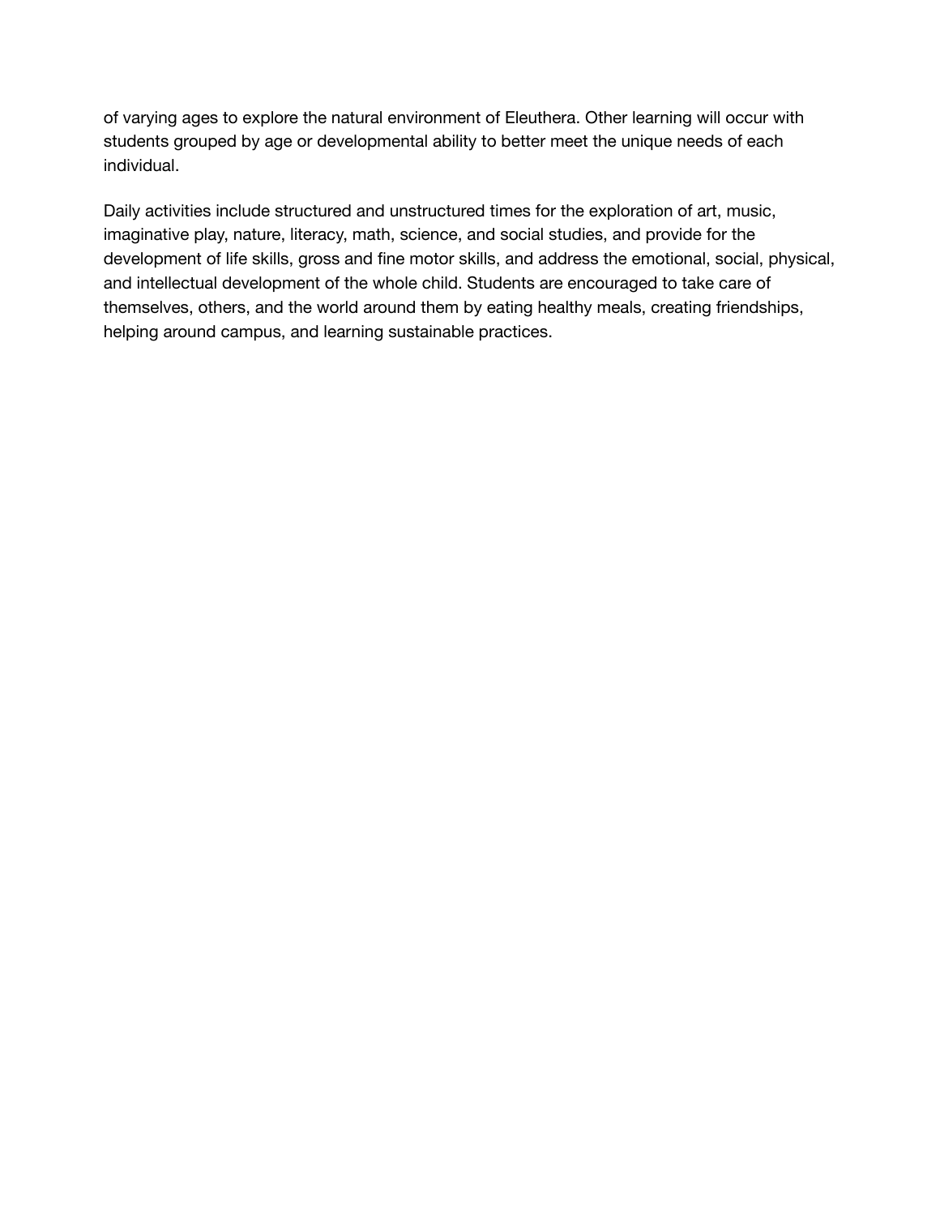of varying ages to explore the natural environment of Eleuthera. Other learning will occur with students grouped by age or developmental ability to better meet the unique needs of each individual.

Daily activities include structured and unstructured times for the exploration of art, music, imaginative play, nature, literacy, math, science, and social studies, and provide for the development of life skills, gross and fine motor skills, and address the emotional, social, physical, and intellectual development of the whole child. Students are encouraged to take care of themselves, others, and the world around them by eating healthy meals, creating friendships, helping around campus, and learning sustainable practices.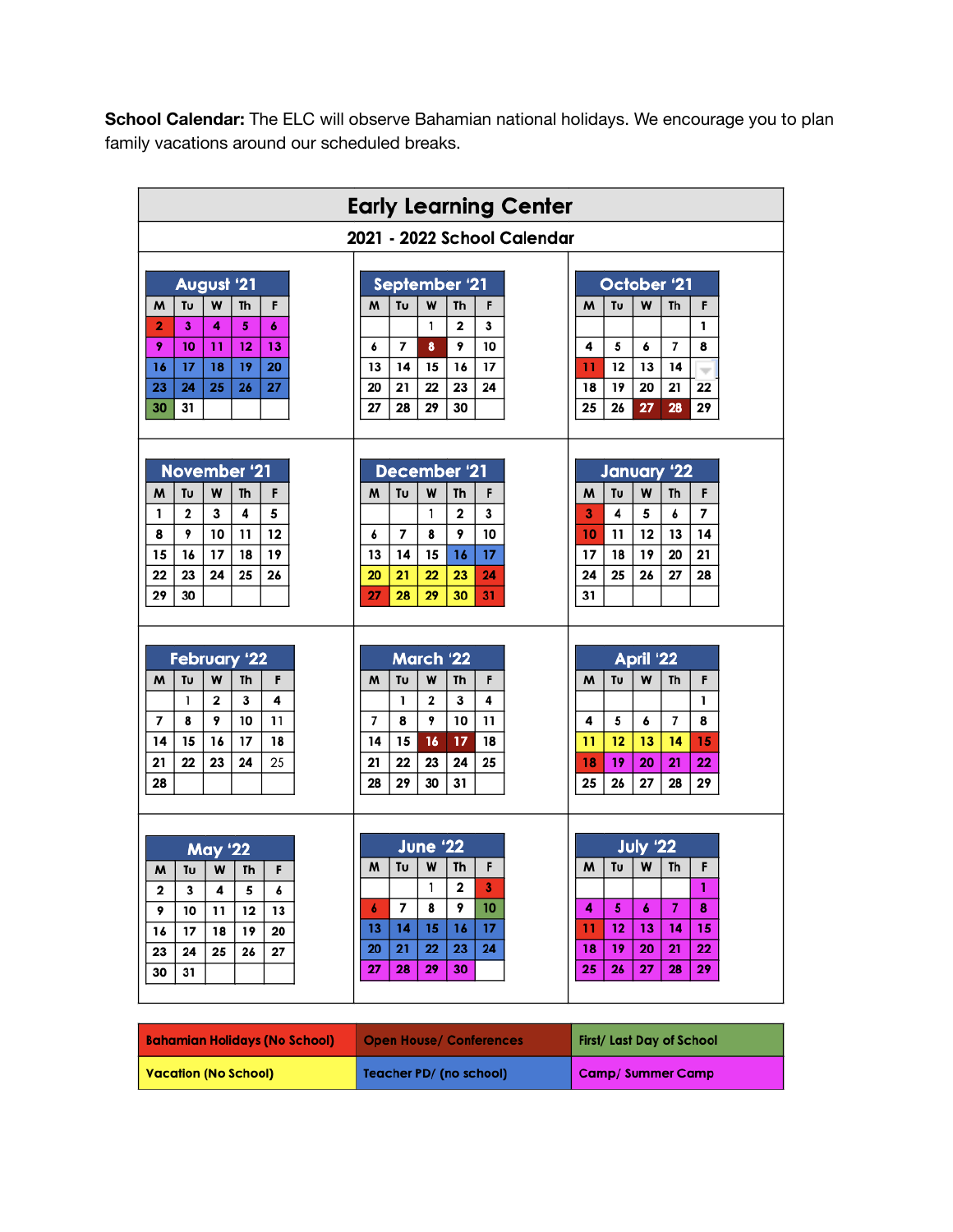**School Calendar:** The ELC will observe Bahamian national holidays. We encourage you to plan family vacations around our scheduled breaks.

# Early Learning Center

## 2021 - 2022 School Calendar

### August '21

| M | Tu | W | Th | F |
|---|---|---|---|---|
| 2 | 3 | 4 | 5 | 6 |
| 9 | 10 | 11 | 12 | 13 |
| 16 | 17 | 18 | 19 | 20 |
| 23 | 24 | 25 | 26 | 27 |
| 30 | 31 | | | |

### September '21

| M | Tu | W | Th | F |
|---|---|---|---|---|
| | | 1 | 2 | 3 |
| 6 | 7 | 8 | 9 | 10 |
| 13 | 14 | 15 | 16 | 17 |
| 20 | 21 | 22 | 23 | 24 |
| 27 | 28 | 29 | 30 | |

### October '21

| M | Tu | W | Th | F |
|---|---|---|---|---|
| | | | | 1 |
| 4 | 5 | 6 | 7 | 8 |
| 11 | 12 | 13 | 14 | |
| 18 | 19 | 20 | 21 | 22 |
| 25 | 26 | 27 | 28 | 29 |

### November '21

| M | Tu | W | Th | F |
|---|---|---|---|---|
| 1 | 2 | 3 | 4 | 5 |
| 8 | 9 | 10 | 11 | 12 |
| 15 | 16 | 17 | 18 | 19 |
| 22 | 23 | 24 | 25 | 26 |
| 29 | 30 | | | |

### December '21

| M | Tu | W | Th | F |
|---|---|---|---|---|
| | | 1 | 2 | 3 |
| 6 | 7 | 8 | 9 | 10 |
| 13 | 14 | 15 | 16 | 17 |
| 20 | 21 | 22 | 23 | 24 |
| 27 | 28 | 29 | 30 | 31 |

### January '22

| M | Tu | W | Th | F |
|---|---|---|---|---|
| 3 | 4 | 5 | 6 | 7 |
| 10 | 11 | 12 | 13 | 14 |
| 17 | 18 | 19 | 20 | 21 |
| 24 | 25 | 26 | 27 | 28 |
| 31 | | | | |

### February '22

| M | Tu | W | Th | F |
|---|---|---|---|---|
| | 1 | 2 | 3 | 4 |
| 7 | 8 | 9 | 10 | 11 |
| 14 | 15 | 16 | 17 | 18 |
| 21 | 22 | 23 | 24 | 25 |
| 28 | | | | |

### March '22

| M | Tu | W | Th | F |
|---|---|---|---|---|
| | 1 | 2 | 3 | 4 |
| 7 | 8 | 9 | 10 | 11 |
| 14 | 15 | 16 | 17 | 18 |
| 21 | 22 | 23 | 24 | 25 |
| 28 | 29 | 30 | 31 | |

### April '22

| M | Tu | W | Th | F |
|---|---|---|---|---|
| | | | | 1 |
| 4 | 5 | 6 | 7 | 8 |
| 11 | 12 | 13 | 14 | 15 |
| 18 | 19 | 20 | 21 | 22 |
| 25 | 26 | 27 | 28 | 29 |

### May '22

| M | Tu | W | Th | F |
|---|---|---|---|---|
| 2 | 3 | 4 | 5 | 6 |
| 9 | 10 | 11 | 12 | 13 |
| 16 | 17 | 18 | 19 | 20 |
| 23 | 24 | 25 | 26 | 27 |
| 30 | 31 | | | |

### June '22

| M | Tu | W | Th | F |
|---|---|---|---|---|
| | | 1 | 2 | 3 |
| 6 | 7 | 8 | 9 | 10 |
| 13 | 14 | 15 | 16 | 17 |
| 20 | 21 | 22 | 23 | 24 |
| 27 | 28 | 29 | 30 | |

### July '22

| M | Tu | W | Th | F |
|---|---|---|---|---|
| | | | | 1 |
| 4 | 5 | 6 | 7 | 8 |
| 11 | 12 | 13 | 14 | 15 |
| 18 | 19 | 20 | 21 | 22 |
| 25 | 26 | 27 | 28 | 29 |

| Bahamian Holidays (No School) | Open House/ Conferences | First/ Last Day of School |
|---|---|---|
| Vacation (No School) | Teacher PD/ (no school) | Camp/ Summer Camp |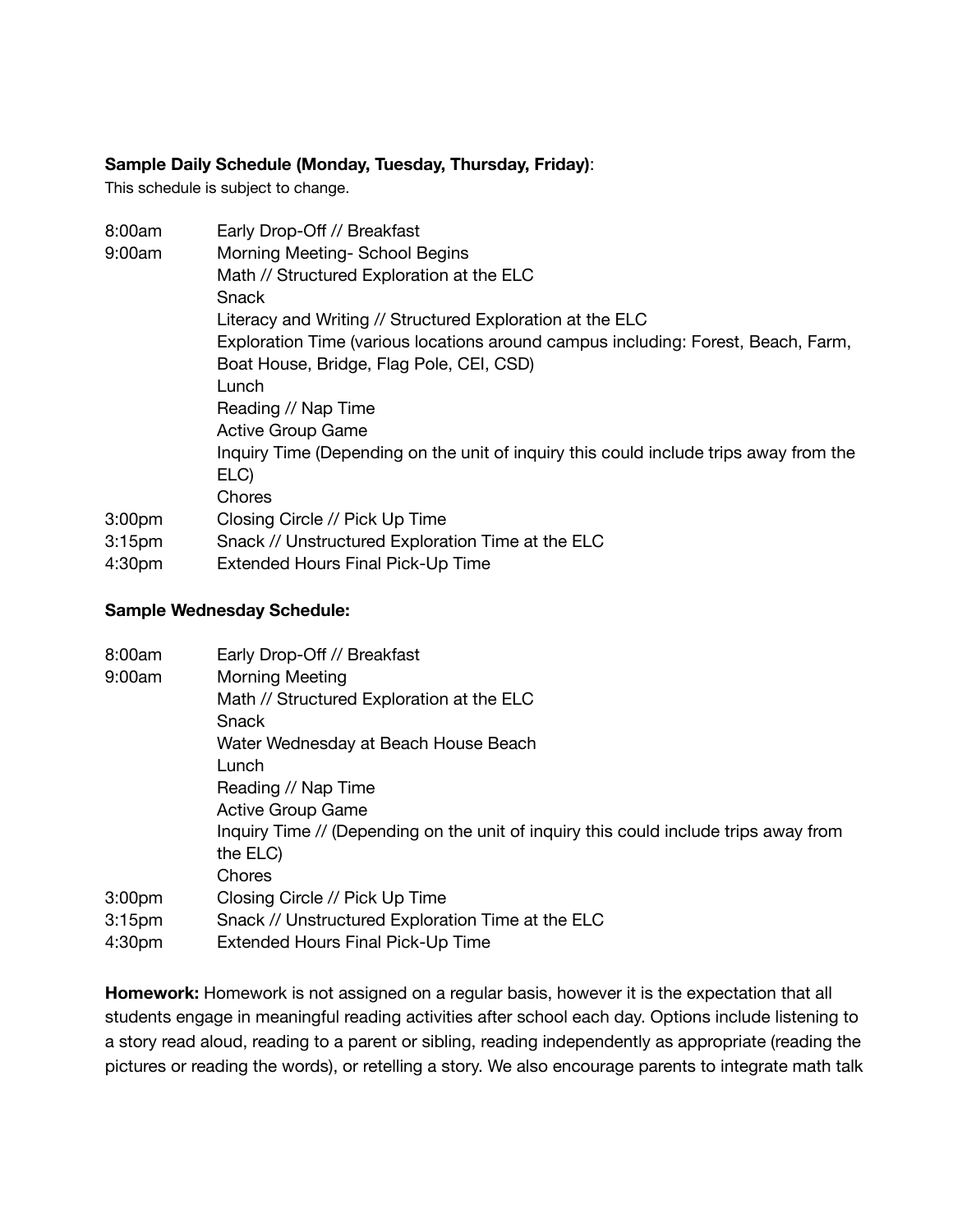**Sample Daily Schedule (Monday, Tuesday, Thursday, Friday)**:

This schedule is subject to change.

| | |
|---|---|
| 8:00am | Early Drop-Off // Breakfast |
| 9:00am | Morning Meeting- School Begins |
| | Math // Structured Exploration at the ELC |
| | Snack |
| | Literacy and Writing // Structured Exploration at the ELC |
| | Exploration Time (various locations around campus including: Forest, Beach, Farm, Boat House, Bridge, Flag Pole, CEI, CSD) |
| | Lunch |
| | Reading // Nap Time |
| | Active Group Game |
| | Inquiry Time (Depending on the unit of inquiry this could include trips away from the ELC) |
| | Chores |
| 3:00pm | Closing Circle // Pick Up Time |
| 3:15pm | Snack // Unstructured Exploration Time at the ELC |
| 4:30pm | Extended Hours Final Pick-Up Time |

**Sample Wednesday Schedule:**

| | |
|---|---|
| 8:00am | Early Drop-Off // Breakfast |
| 9:00am | Morning Meeting |
| | Math // Structured Exploration at the ELC |
| | Snack |
| | Water Wednesday at Beach House Beach |
| | Lunch |
| | Reading // Nap Time |
| | Active Group Game |
| | Inquiry Time // (Depending on the unit of inquiry this could include trips away from the ELC) |
| | Chores |
| 3:00pm | Closing Circle // Pick Up Time |
| 3:15pm | Snack // Unstructured Exploration Time at the ELC |
| 4:30pm | Extended Hours Final Pick-Up Time |

**Homework:** Homework is not assigned on a regular basis, however it is the expectation that all students engage in meaningful reading activities after school each day. Options include listening to a story read aloud, reading to a parent or sibling, reading independently as appropriate (reading the pictures or reading the words), or retelling a story. We also encourage parents to integrate math talk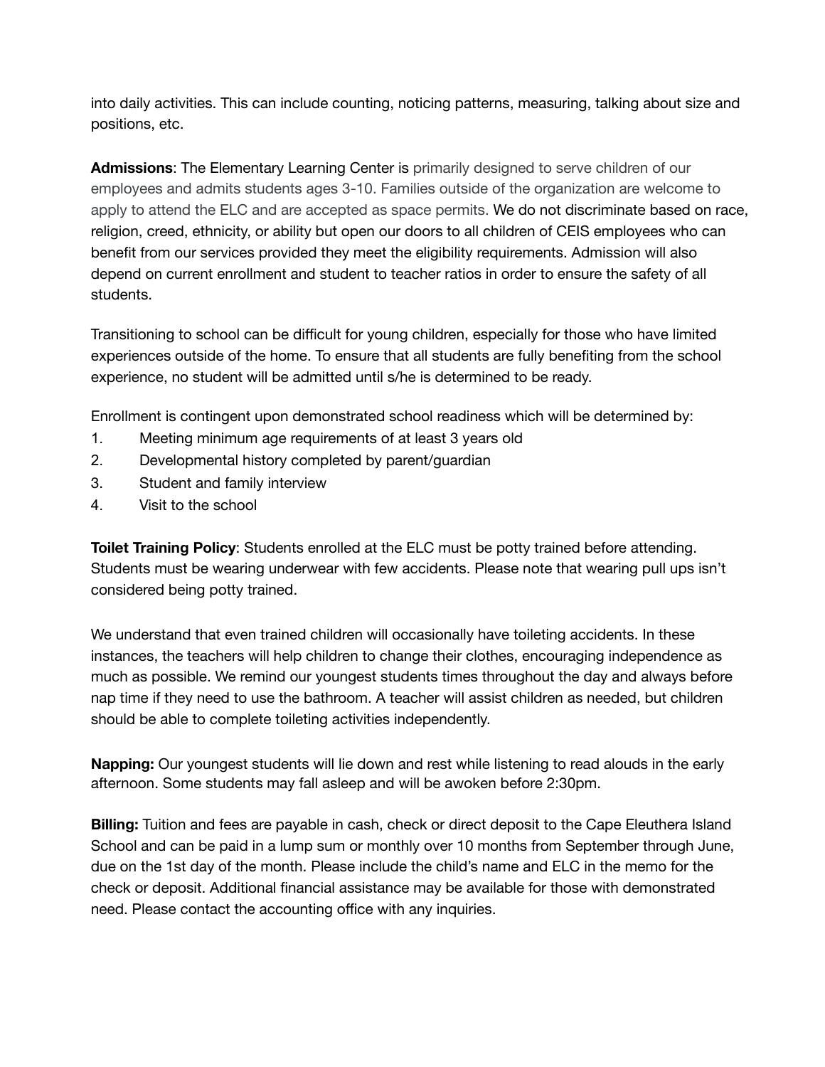into daily activities. This can include counting, noticing patterns, measuring, talking about size and positions, etc.

**Admissions**: The Elementary Learning Center is primarily designed to serve children of our employees and admits students ages 3-10. Families outside of the organization are welcome to apply to attend the ELC and are accepted as space permits. We do not discriminate based on race, religion, creed, ethnicity, or ability but open our doors to all children of CEIS employees who can benefit from our services provided they meet the eligibility requirements. Admission will also depend on current enrollment and student to teacher ratios in order to ensure the safety of all students.

Transitioning to school can be difficult for young children, especially for those who have limited experiences outside of the home. To ensure that all students are fully benefiting from the school experience, no student will be admitted until s/he is determined to be ready.

Enrollment is contingent upon demonstrated school readiness which will be determined by:

1. Meeting minimum age requirements of at least 3 years old
2. Developmental history completed by parent/guardian
3. Student and family interview
4. Visit to the school

**Toilet Training Policy**: Students enrolled at the ELC must be potty trained before attending. Students must be wearing underwear with few accidents. Please note that wearing pull ups isn't considered being potty trained.

We understand that even trained children will occasionally have toileting accidents. In these instances, the teachers will help children to change their clothes, encouraging independence as much as possible. We remind our youngest students times throughout the day and always before nap time if they need to use the bathroom. A teacher will assist children as needed, but children should be able to complete toileting activities independently.

**Napping:** Our youngest students will lie down and rest while listening to read alouds in the early afternoon. Some students may fall asleep and will be awoken before 2:30pm.

**Billing:** Tuition and fees are payable in cash, check or direct deposit to the Cape Eleuthera Island School and can be paid in a lump sum or monthly over 10 months from September through June, due on the 1st day of the month. Please include the child's name and ELC in the memo for the check or deposit. Additional financial assistance may be available for those with demonstrated need. Please contact the accounting office with any inquiries.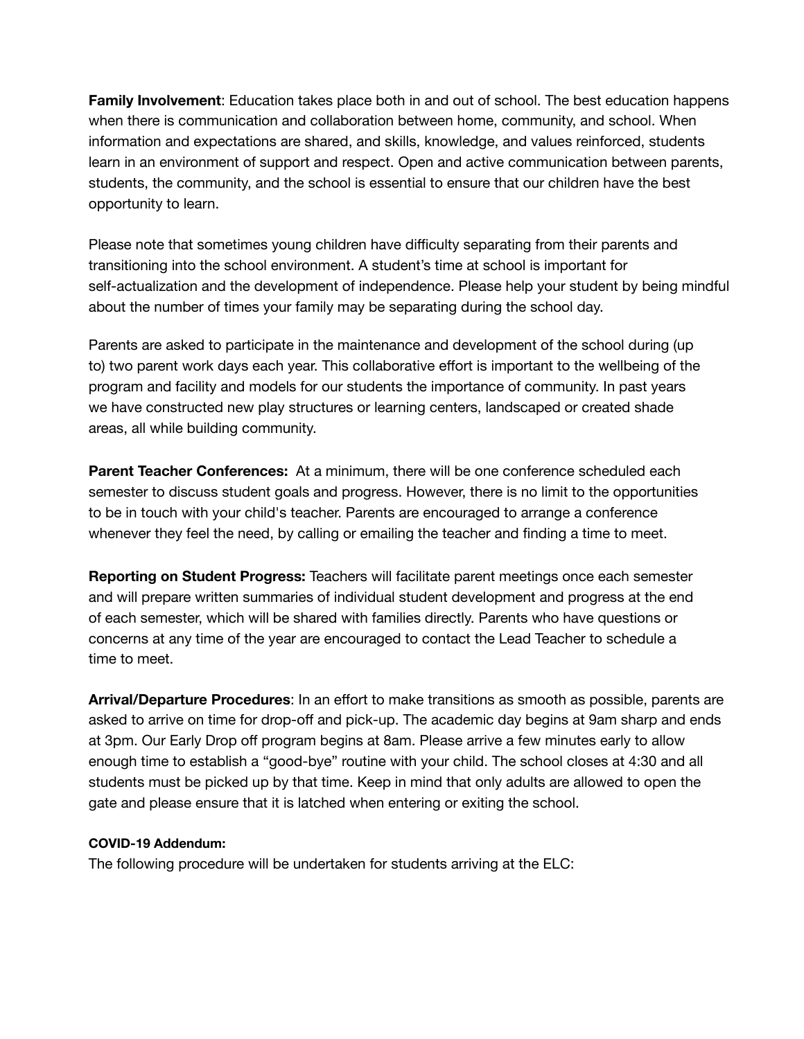**Family Involvement**: Education takes place both in and out of school. The best education happens when there is communication and collaboration between home, community, and school. When information and expectations are shared, and skills, knowledge, and values reinforced, students learn in an environment of support and respect. Open and active communication between parents, students, the community, and the school is essential to ensure that our children have the best opportunity to learn.

Please note that sometimes young children have difficulty separating from their parents and transitioning into the school environment. A student's time at school is important for self-actualization and the development of independence. Please help your student by being mindful about the number of times your family may be separating during the school day.

Parents are asked to participate in the maintenance and development of the school during (up to) two parent work days each year. This collaborative effort is important to the wellbeing of the program and facility and models for our students the importance of community. In past years we have constructed new play structures or learning centers, landscaped or created shade areas, all while building community.

**Parent Teacher Conferences:** At a minimum, there will be one conference scheduled each semester to discuss student goals and progress. However, there is no limit to the opportunities to be in touch with your child's teacher. Parents are encouraged to arrange a conference whenever they feel the need, by calling or emailing the teacher and finding a time to meet.

**Reporting on Student Progress:** Teachers will facilitate parent meetings once each semester and will prepare written summaries of individual student development and progress at the end of each semester, which will be shared with families directly. Parents who have questions or concerns at any time of the year are encouraged to contact the Lead Teacher to schedule a time to meet.

**Arrival/Departure Procedures**: In an effort to make transitions as smooth as possible, parents are asked to arrive on time for drop-off and pick-up. The academic day begins at 9am sharp and ends at 3pm. Our Early Drop off program begins at 8am. Please arrive a few minutes early to allow enough time to establish a "good-bye" routine with your child. The school closes at 4:30 and all students must be picked up by that time. Keep in mind that only adults are allowed to open the gate and please ensure that it is latched when entering or exiting the school.

**COVID-19 Addendum:**

The following procedure will be undertaken for students arriving at the ELC: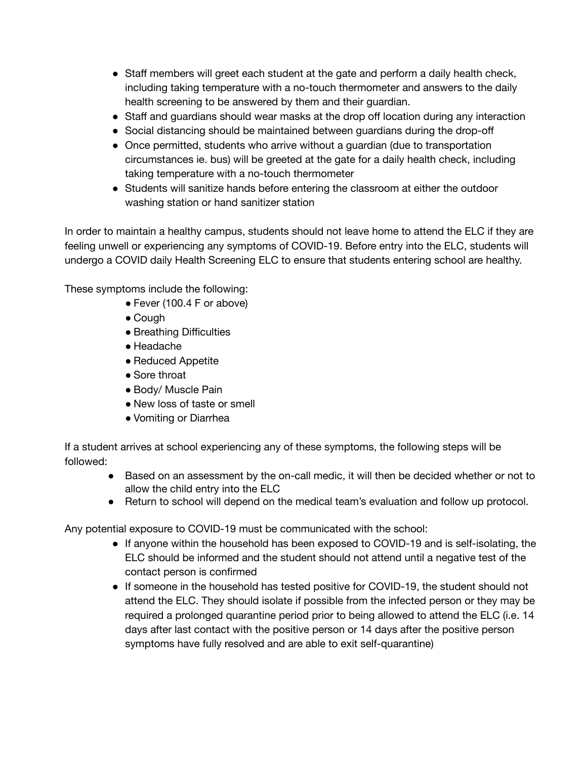- Staff members will greet each student at the gate and perform a daily health check, including taking temperature with a no-touch thermometer and answers to the daily health screening to be answered by them and their guardian.
- Staff and guardians should wear masks at the drop off location during any interaction
- Social distancing should be maintained between guardians during the drop-off
- Once permitted, students who arrive without a guardian (due to transportation circumstances ie. bus) will be greeted at the gate for a daily health check, including taking temperature with a no-touch thermometer
- Students will sanitize hands before entering the classroom at either the outdoor washing station or hand sanitizer station

In order to maintain a healthy campus, students should not leave home to attend the ELC if they are feeling unwell or experiencing any symptoms of COVID-19. Before entry into the ELC, students will undergo a COVID daily Health Screening ELC to ensure that students entering school are healthy.

These symptoms include the following:

- Fever (100.4 F or above)
- Cough
- Breathing Difficulties
- Headache
- Reduced Appetite
- Sore throat
- Body/ Muscle Pain
- New loss of taste or smell
- Vomiting or Diarrhea

If a student arrives at school experiencing any of these symptoms, the following steps will be followed:

- Based on an assessment by the on-call medic, it will then be decided whether or not to allow the child entry into the ELC
- Return to school will depend on the medical team's evaluation and follow up protocol.

Any potential exposure to COVID-19 must be communicated with the school:

- If anyone within the household has been exposed to COVID-19 and is self-isolating, the ELC should be informed and the student should not attend until a negative test of the contact person is confirmed
- If someone in the household has tested positive for COVID-19, the student should not attend the ELC. They should isolate if possible from the infected person or they may be required a prolonged quarantine period prior to being allowed to attend the ELC (i.e. 14 days after last contact with the positive person or 14 days after the positive person symptoms have fully resolved and are able to exit self-quarantine)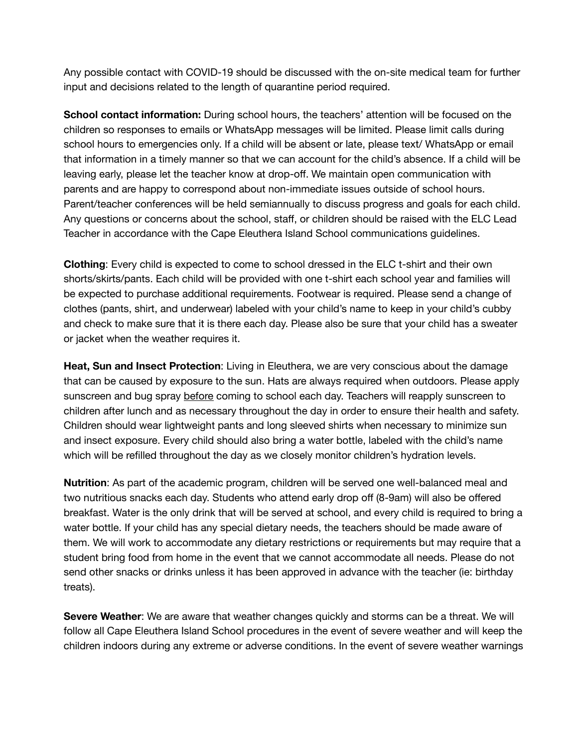Any possible contact with COVID-19 should be discussed with the on-site medical team for further input and decisions related to the length of quarantine period required.

**School contact information:** During school hours, the teachers' attention will be focused on the children so responses to emails or WhatsApp messages will be limited. Please limit calls during school hours to emergencies only. If a child will be absent or late, please text/ WhatsApp or email that information in a timely manner so that we can account for the child's absence. If a child will be leaving early, please let the teacher know at drop-off. We maintain open communication with parents and are happy to correspond about non-immediate issues outside of school hours. Parent/teacher conferences will be held semiannually to discuss progress and goals for each child. Any questions or concerns about the school, staff, or children should be raised with the ELC Lead Teacher in accordance with the Cape Eleuthera Island School communications guidelines.

**Clothing**: Every child is expected to come to school dressed in the ELC t-shirt and their own shorts/skirts/pants. Each child will be provided with one t-shirt each school year and families will be expected to purchase additional requirements. Footwear is required. Please send a change of clothes (pants, shirt, and underwear) labeled with your child's name to keep in your child's cubby and check to make sure that it is there each day. Please also be sure that your child has a sweater or jacket when the weather requires it.

**Heat, Sun and Insect Protection**: Living in Eleuthera, we are very conscious about the damage that can be caused by exposure to the sun. Hats are always required when outdoors. Please apply sunscreen and bug spray <u>before</u> coming to school each day. Teachers will reapply sunscreen to children after lunch and as necessary throughout the day in order to ensure their health and safety. Children should wear lightweight pants and long sleeved shirts when necessary to minimize sun and insect exposure. Every child should also bring a water bottle, labeled with the child's name which will be refilled throughout the day as we closely monitor children's hydration levels.

**Nutrition**: As part of the academic program, children will be served one well-balanced meal and two nutritious snacks each day. Students who attend early drop off (8-9am) will also be offered breakfast. Water is the only drink that will be served at school, and every child is required to bring a water bottle. If your child has any special dietary needs, the teachers should be made aware of them. We will work to accommodate any dietary restrictions or requirements but may require that a student bring food from home in the event that we cannot accommodate all needs. Please do not send other snacks or drinks unless it has been approved in advance with the teacher (ie: birthday treats).

**Severe Weather**: We are aware that weather changes quickly and storms can be a threat. We will follow all Cape Eleuthera Island School procedures in the event of severe weather and will keep the children indoors during any extreme or adverse conditions. In the event of severe weather warnings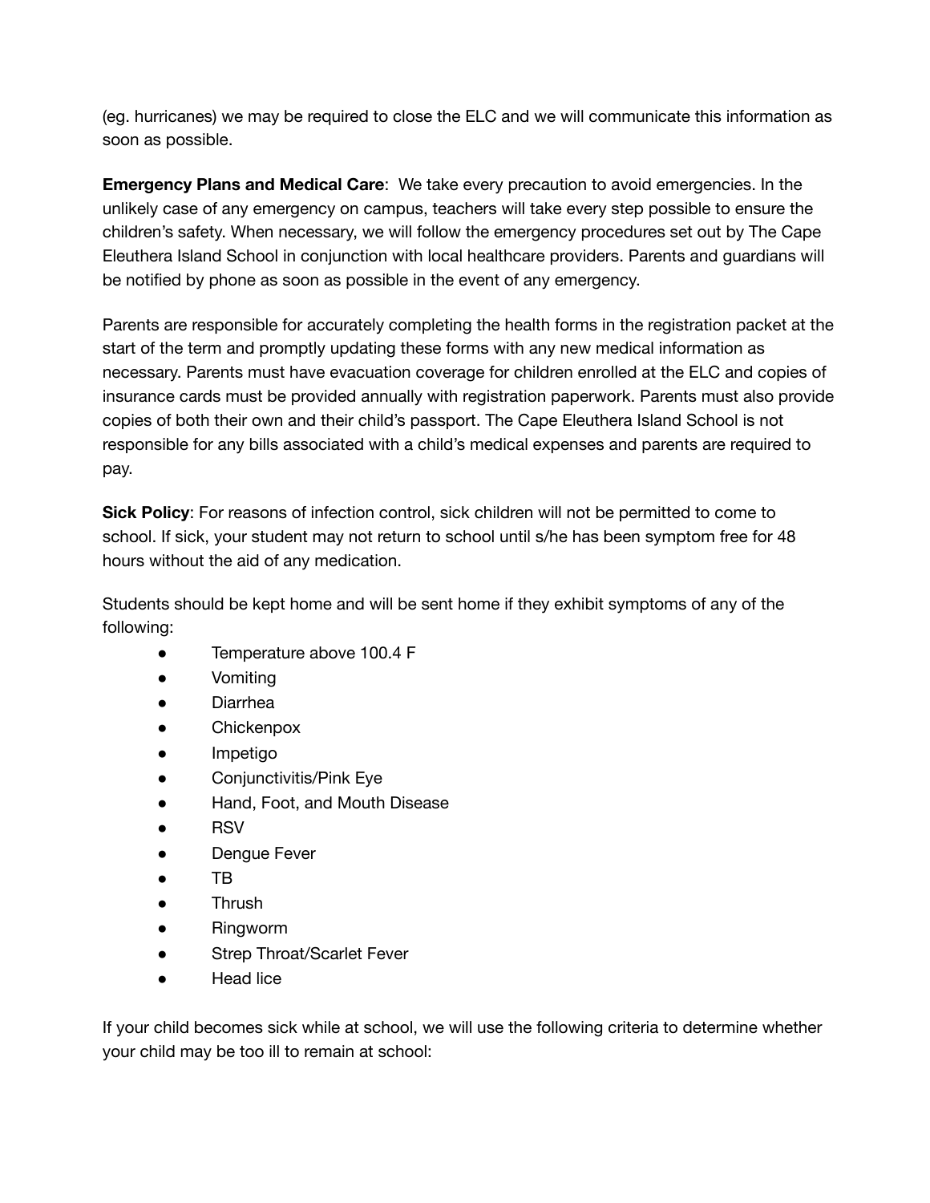(eg. hurricanes) we may be required to close the ELC and we will communicate this information as soon as possible.

**Emergency Plans and Medical Care**: We take every precaution to avoid emergencies. In the unlikely case of any emergency on campus, teachers will take every step possible to ensure the children's safety. When necessary, we will follow the emergency procedures set out by The Cape Eleuthera Island School in conjunction with local healthcare providers. Parents and guardians will be notified by phone as soon as possible in the event of any emergency.

Parents are responsible for accurately completing the health forms in the registration packet at the start of the term and promptly updating these forms with any new medical information as necessary. Parents must have evacuation coverage for children enrolled at the ELC and copies of insurance cards must be provided annually with registration paperwork. Parents must also provide copies of both their own and their child's passport. The Cape Eleuthera Island School is not responsible for any bills associated with a child's medical expenses and parents are required to pay.

**Sick Policy**: For reasons of infection control, sick children will not be permitted to come to school. If sick, your student may not return to school until s/he has been symptom free for 48 hours without the aid of any medication.

Students should be kept home and will be sent home if they exhibit symptoms of any of the following:

- Temperature above 100.4 F
- Vomiting
- Diarrhea
- Chickenpox
- Impetigo
- Conjunctivitis/Pink Eye
- Hand, Foot, and Mouth Disease
- RSV
- Dengue Fever
- TB
- Thrush
- Ringworm
- Strep Throat/Scarlet Fever
- Head lice

If your child becomes sick while at school, we will use the following criteria to determine whether your child may be too ill to remain at school: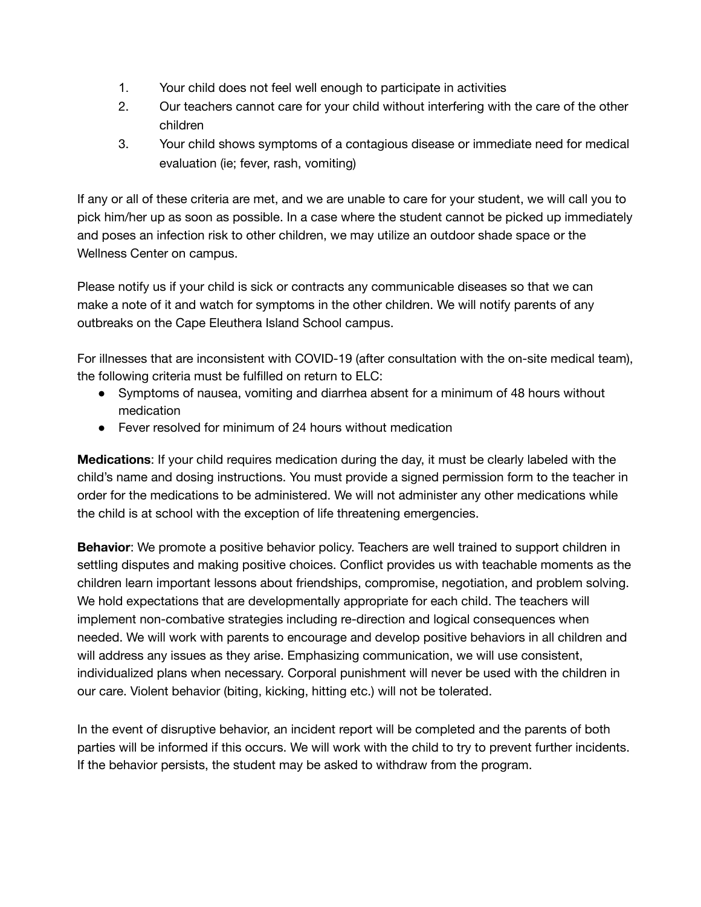1. Your child does not feel well enough to participate in activities
2. Our teachers cannot care for your child without interfering with the care of the other children
3. Your child shows symptoms of a contagious disease or immediate need for medical evaluation (ie; fever, rash, vomiting)

If any or all of these criteria are met, and we are unable to care for your student, we will call you to pick him/her up as soon as possible. In a case where the student cannot be picked up immediately and poses an infection risk to other children, we may utilize an outdoor shade space or the Wellness Center on campus.

Please notify us if your child is sick or contracts any communicable diseases so that we can make a note of it and watch for symptoms in the other children. We will notify parents of any outbreaks on the Cape Eleuthera Island School campus.

For illnesses that are inconsistent with COVID-19 (after consultation with the on-site medical team), the following criteria must be fulfilled on return to ELC:

- Symptoms of nausea, vomiting and diarrhea absent for a minimum of 48 hours without medication
- Fever resolved for minimum of 24 hours without medication

**Medications**: If your child requires medication during the day, it must be clearly labeled with the child's name and dosing instructions. You must provide a signed permission form to the teacher in order for the medications to be administered. We will not administer any other medications while the child is at school with the exception of life threatening emergencies.

**Behavior**: We promote a positive behavior policy. Teachers are well trained to support children in settling disputes and making positive choices. Conflict provides us with teachable moments as the children learn important lessons about friendships, compromise, negotiation, and problem solving. We hold expectations that are developmentally appropriate for each child. The teachers will implement non-combative strategies including re-direction and logical consequences when needed. We will work with parents to encourage and develop positive behaviors in all children and will address any issues as they arise. Emphasizing communication, we will use consistent, individualized plans when necessary. Corporal punishment will never be used with the children in our care. Violent behavior (biting, kicking, hitting etc.) will not be tolerated.

In the event of disruptive behavior, an incident report will be completed and the parents of both parties will be informed if this occurs. We will work with the child to try to prevent further incidents. If the behavior persists, the student may be asked to withdraw from the program.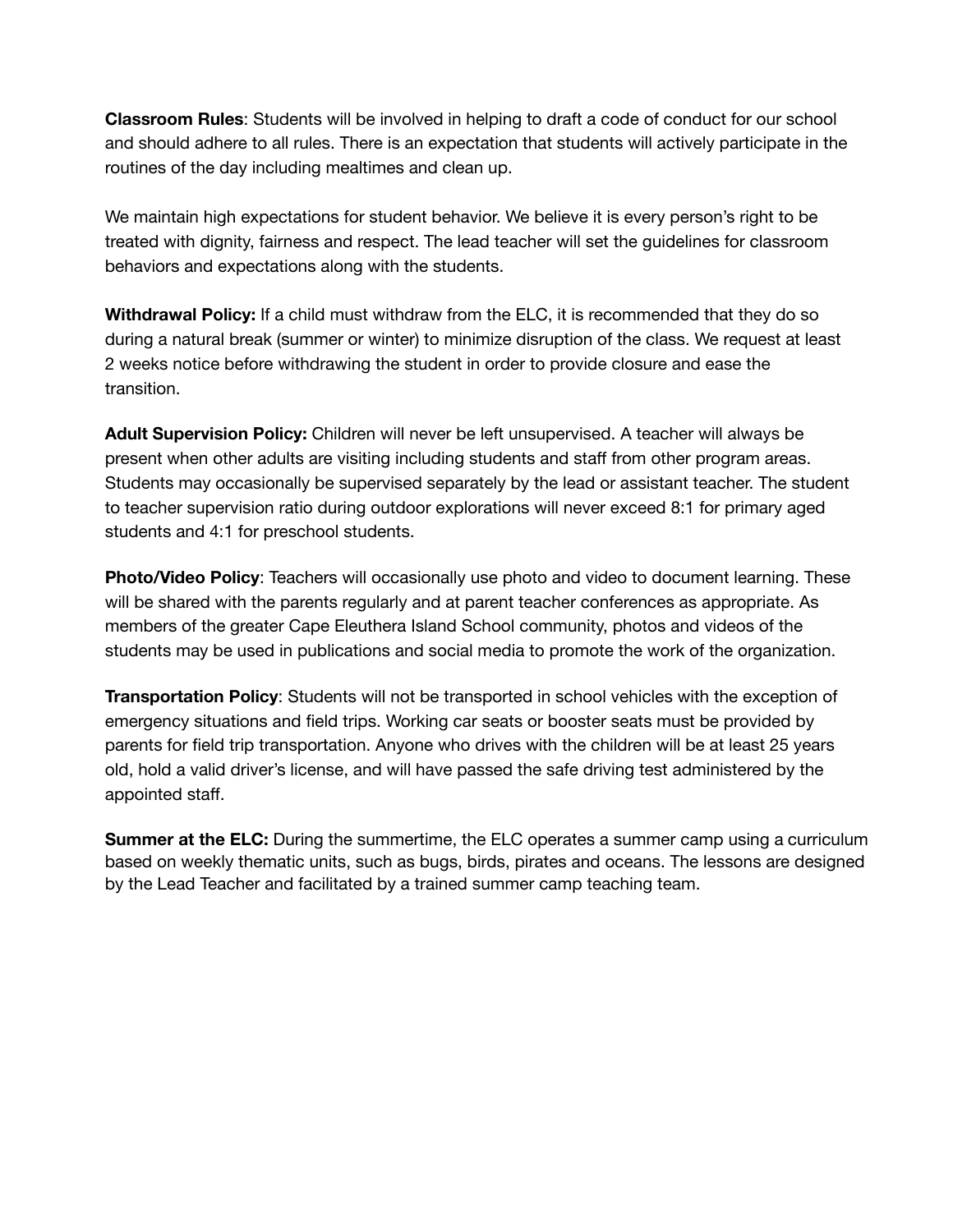**Classroom Rules**: Students will be involved in helping to draft a code of conduct for our school and should adhere to all rules. There is an expectation that students will actively participate in the routines of the day including mealtimes and clean up.

We maintain high expectations for student behavior. We believe it is every person's right to be treated with dignity, fairness and respect. The lead teacher will set the guidelines for classroom behaviors and expectations along with the students.

**Withdrawal Policy:** If a child must withdraw from the ELC, it is recommended that they do so during a natural break (summer or winter) to minimize disruption of the class. We request at least 2 weeks notice before withdrawing the student in order to provide closure and ease the transition.

**Adult Supervision Policy:** Children will never be left unsupervised. A teacher will always be present when other adults are visiting including students and staff from other program areas. Students may occasionally be supervised separately by the lead or assistant teacher. The student to teacher supervision ratio during outdoor explorations will never exceed 8:1 for primary aged students and 4:1 for preschool students.

**Photo/Video Policy**: Teachers will occasionally use photo and video to document learning. These will be shared with the parents regularly and at parent teacher conferences as appropriate. As members of the greater Cape Eleuthera Island School community, photos and videos of the students may be used in publications and social media to promote the work of the organization.

**Transportation Policy**: Students will not be transported in school vehicles with the exception of emergency situations and field trips. Working car seats or booster seats must be provided by parents for field trip transportation. Anyone who drives with the children will be at least 25 years old, hold a valid driver's license, and will have passed the safe driving test administered by the appointed staff.

**Summer at the ELC:** During the summertime, the ELC operates a summer camp using a curriculum based on weekly thematic units, such as bugs, birds, pirates and oceans. The lessons are designed by the Lead Teacher and facilitated by a trained summer camp teaching team.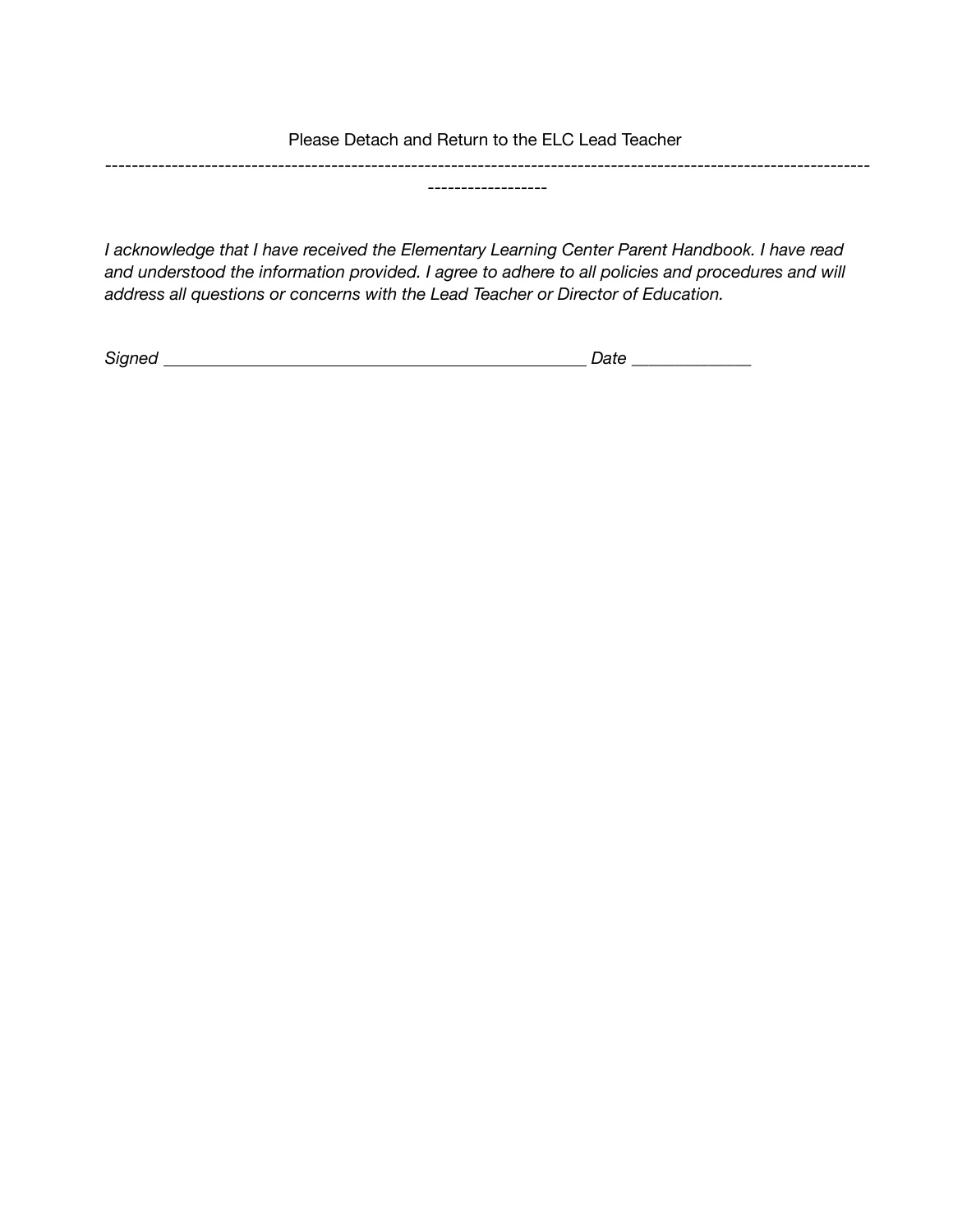Please Detach and Return to the ELC Lead Teacher

------------------------------------------------------------------------------------------------------------------------------------

*I acknowledge that I have received the Elementary Learning Center Parent Handbook. I have read and understood the information provided. I agree to adhere to all policies and procedures and will address all questions or concerns with the Lead Teacher or Director of Education.*

*Signed* ________________________________________________ *Date* _____________